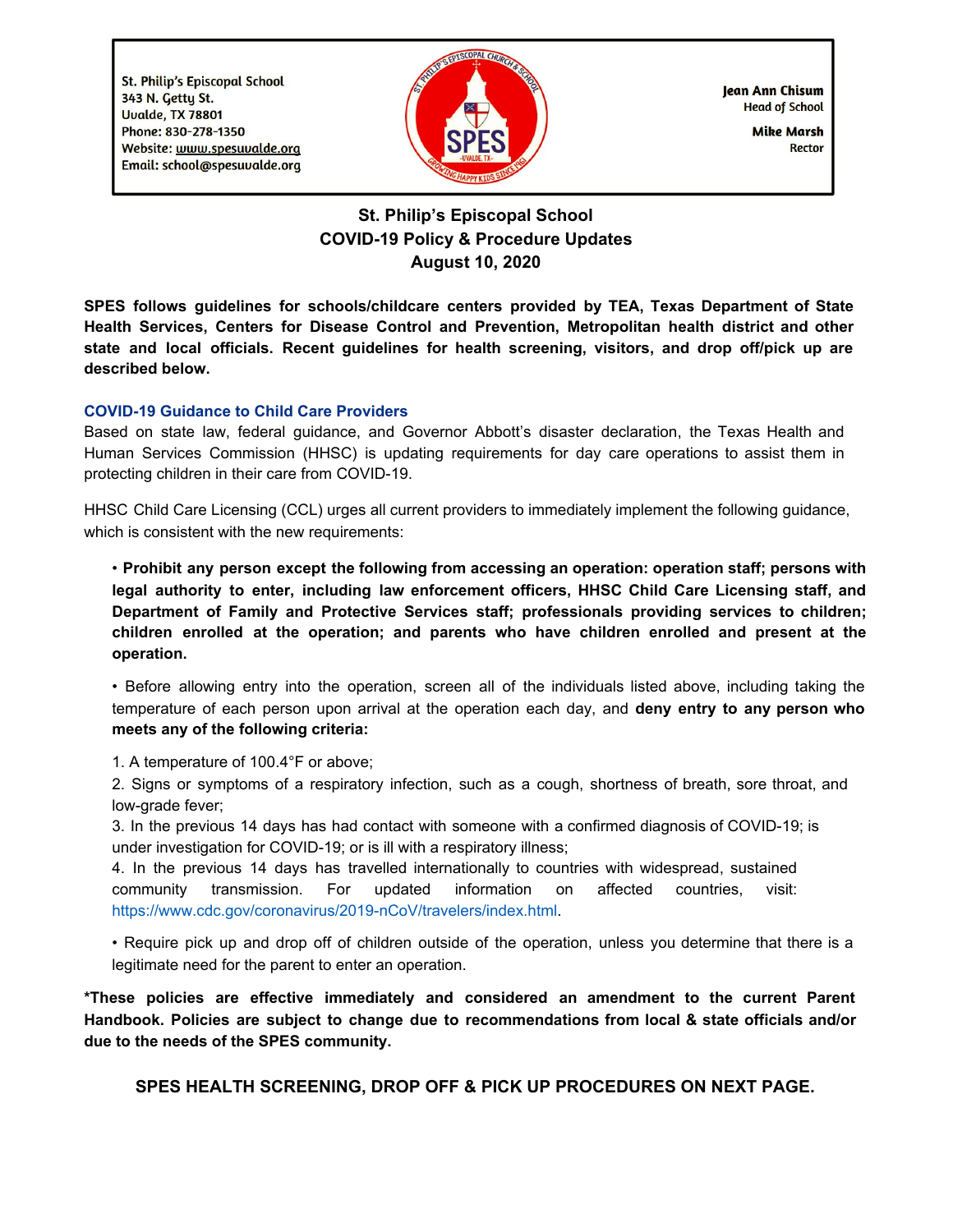St. Philip's Episcopal School
343 N. Getty St.
Uvalde, TX 78801
Phone: 830-278-1350
Website: www.spesuvalde.org
Email: school@spesuvalde.org

**Jean Ann Chisum**
Head of School

**Mike Marsh**
Rector

# St. Philip's Episcopal School
## COVID-19 Policy & Procedure Updates
## August 10, 2020

**SPES follows guidelines for schools/childcare centers provided by TEA, Texas Department of State Health Services, Centers for Disease Control and Prevention, Metropolitan health district and other state and local officials. Recent guidelines for health screening, visitors, and drop off/pick up are described below.**

### COVID-19 Guidance to Child Care Providers

Based on state law, federal guidance, and Governor Abbott's disaster declaration, the Texas Health and Human Services Commission (HHSC) is updating requirements for day care operations to assist them in protecting children in their care from COVID-19.

HHSC Child Care Licensing (CCL) urges all current providers to immediately implement the following guidance, which is consistent with the new requirements:

- **Prohibit any person except the following from accessing an operation: operation staff; persons with legal authority to enter, including law enforcement officers, HHSC Child Care Licensing staff, and Department of Family and Protective Services staff; professionals providing services to children; children enrolled at the operation; and parents who have children enrolled and present at the operation.**

- Before allowing entry into the operation, screen all of the individuals listed above, including taking the temperature of each person upon arrival at the operation each day, and **deny entry to any person who meets any of the following criteria:**

  1. A temperature of 100.4°F or above;
  2. Signs or symptoms of a respiratory infection, such as a cough, shortness of breath, sore throat, and low-grade fever;
  3. In the previous 14 days has had contact with someone with a confirmed diagnosis of COVID-19; is under investigation for COVID-19; or is ill with a respiratory illness;
  4. In the previous 14 days has travelled internationally to countries with widespread, sustained community transmission. For updated information on affected countries, visit: https://www.cdc.gov/coronavirus/2019-nCoV/travelers/index.html.

- Require pick up and drop off of children outside of the operation, unless you determine that there is a legitimate need for the parent to enter an operation.

**\*These policies are effective immediately and considered an amendment to the current Parent Handbook. Policies are subject to change due to recommendations from local & state officials and/or due to the needs of the SPES community.**

**SPES HEALTH SCREENING, DROP OFF & PICK UP PROCEDURES ON NEXT PAGE.**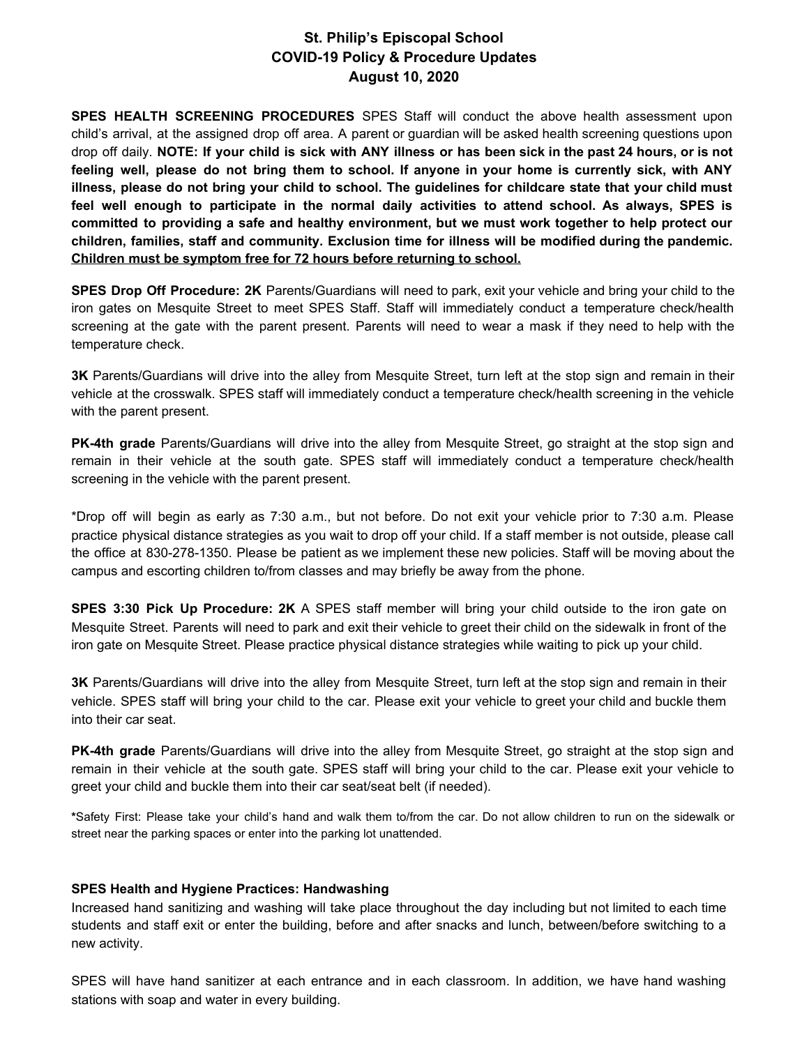**St. Philip's Episcopal School**
**COVID-19 Policy & Procedure Updates**
**August 10, 2020**

**SPES HEALTH SCREENING PROCEDURES** SPES Staff will conduct the above health assessment upon child's arrival, at the assigned drop off area. A parent or guardian will be asked health screening questions upon drop off daily. **NOTE: If your child is sick with ANY illness or has been sick in the past 24 hours, or is not feeling well, please do not bring them to school. If anyone in your home is currently sick, with ANY illness, please do not bring your child to school. The guidelines for childcare state that your child must feel well enough to participate in the normal daily activities to attend school. As always, SPES is committed to providing a safe and healthy environment, but we must work together to help protect our children, families, staff and community. Exclusion time for illness will be modified during the pandemic. <u>Children must be symptom free for 72 hours before returning to school.</u>**

**SPES Drop Off Procedure: 2K** Parents/Guardians will need to park, exit your vehicle and bring your child to the iron gates on Mesquite Street to meet SPES Staff. Staff will immediately conduct a temperature check/health screening at the gate with the parent present. Parents will need to wear a mask if they need to help with the temperature check.

**3K** Parents/Guardians will drive into the alley from Mesquite Street, turn left at the stop sign and remain in their vehicle at the crosswalk. SPES staff will immediately conduct a temperature check/health screening in the vehicle with the parent present.

**PK-4th grade** Parents/Guardians will drive into the alley from Mesquite Street, go straight at the stop sign and remain in their vehicle at the south gate. SPES staff will immediately conduct a temperature check/health screening in the vehicle with the parent present.

*Drop off will begin as early as 7:30 a.m., but not before. Do not exit your vehicle prior to 7:30 a.m. Please practice physical distance strategies as you wait to drop off your child. If a staff member is not outside, please call the office at 830-278-1350. Please be patient as we implement these new policies. Staff will be moving about the campus and escorting children to/from classes and may briefly be away from the phone.

**SPES 3:30 Pick Up Procedure: 2K** A SPES staff member will bring your child outside to the iron gate on Mesquite Street. Parents will need to park and exit their vehicle to greet their child on the sidewalk in front of the iron gate on Mesquite Street. Please practice physical distance strategies while waiting to pick up your child.

**3K** Parents/Guardians will drive into the alley from Mesquite Street, turn left at the stop sign and remain in their vehicle. SPES staff will bring your child to the car. Please exit your vehicle to greet your child and buckle them into their car seat.

**PK-4th grade** Parents/Guardians will drive into the alley from Mesquite Street, go straight at the stop sign and remain in their vehicle at the south gate. SPES staff will bring your child to the car. Please exit your vehicle to greet your child and buckle them into their car seat/seat belt (if needed).

***Safety First:** Please take your child's hand and walk them to/from the car. Do not allow children to run on the sidewalk or street near the parking spaces or enter into the parking lot unattended.

**SPES Health and Hygiene Practices: Handwashing**

Increased hand sanitizing and washing will take place throughout the day including but not limited to each time students and staff exit or enter the building, before and after snacks and lunch, between/before switching to a new activity.

SPES will have hand sanitizer at each entrance and in each classroom. In addition, we have hand washing stations with soap and water in every building.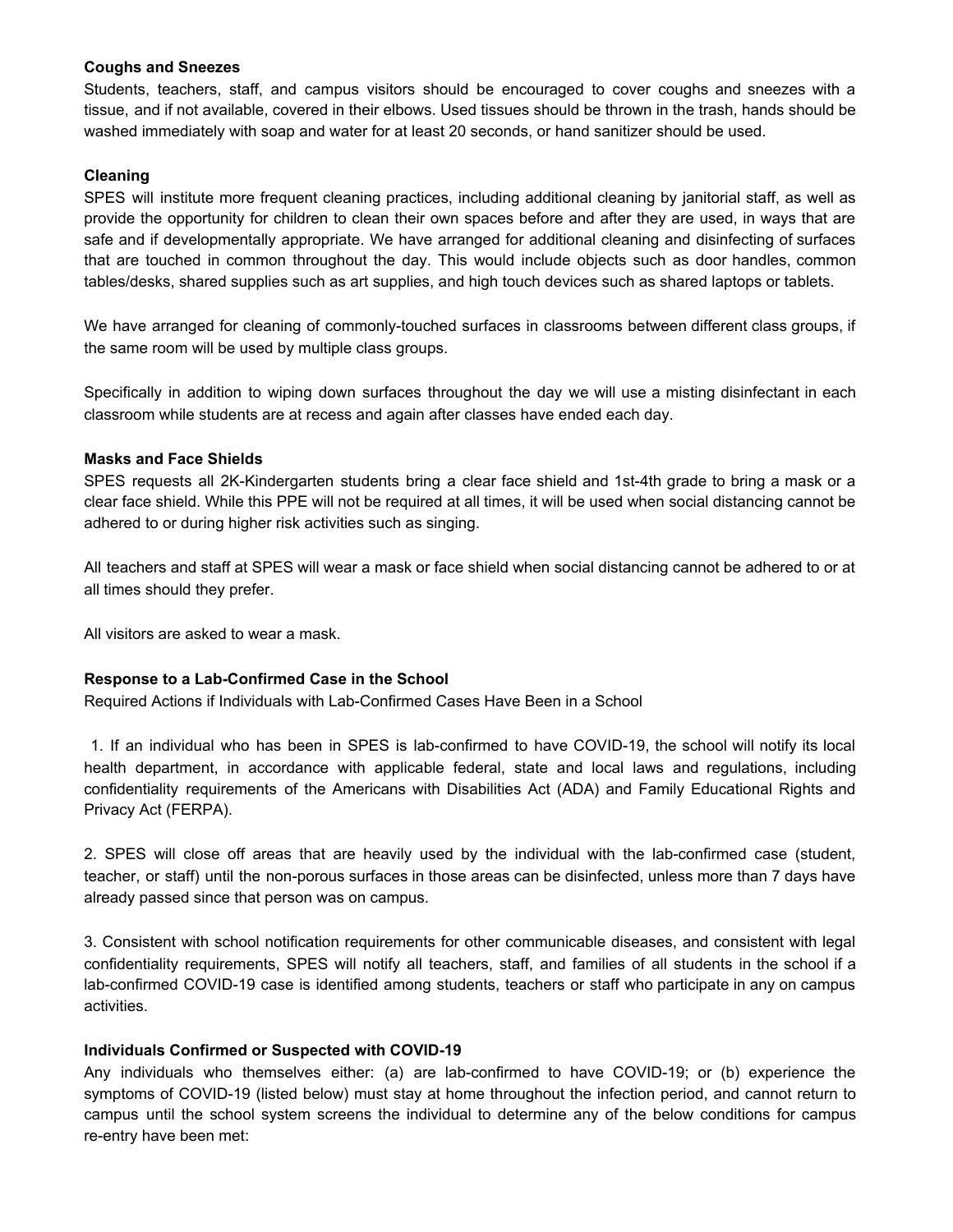**Coughs and Sneezes**

Students, teachers, staff, and campus visitors should be encouraged to cover coughs and sneezes with a tissue, and if not available, covered in their elbows. Used tissues should be thrown in the trash, hands should be washed immediately with soap and water for at least 20 seconds, or hand sanitizer should be used.

**Cleaning**

SPES will institute more frequent cleaning practices, including additional cleaning by janitorial staff, as well as provide the opportunity for children to clean their own spaces before and after they are used, in ways that are safe and if developmentally appropriate. We have arranged for additional cleaning and disinfecting of surfaces that are touched in common throughout the day. This would include objects such as door handles, common tables/desks, shared supplies such as art supplies, and high touch devices such as shared laptops or tablets.

We have arranged for cleaning of commonly-touched surfaces in classrooms between different class groups, if the same room will be used by multiple class groups.

Specifically in addition to wiping down surfaces throughout the day we will use a misting disinfectant in each classroom while students are at recess and again after classes have ended each day.

**Masks and Face Shields**

SPES requests all 2K-Kindergarten students bring a clear face shield and 1st-4th grade to bring a mask or a clear face shield. While this PPE will not be required at all times, it will be used when social distancing cannot be adhered to or during higher risk activities such as singing.

All teachers and staff at SPES will wear a mask or face shield when social distancing cannot be adhered to or at all times should they prefer.

All visitors are asked to wear a mask.

**Response to a Lab-Confirmed Case in the School**

Required Actions if Individuals with Lab-Confirmed Cases Have Been in a School

1. If an individual who has been in SPES is lab-confirmed to have COVID-19, the school will notify its local health department, in accordance with applicable federal, state and local laws and regulations, including confidentiality requirements of the Americans with Disabilities Act (ADA) and Family Educational Rights and Privacy Act (FERPA).

2. SPES will close off areas that are heavily used by the individual with the lab-confirmed case (student, teacher, or staff) until the non-porous surfaces in those areas can be disinfected, unless more than 7 days have already passed since that person was on campus.

3. Consistent with school notification requirements for other communicable diseases, and consistent with legal confidentiality requirements, SPES will notify all teachers, staff, and families of all students in the school if a lab-confirmed COVID-19 case is identified among students, teachers or staff who participate in any on campus activities.

**Individuals Confirmed or Suspected with COVID-19**

Any individuals who themselves either: (a) are lab-confirmed to have COVID-19; or (b) experience the symptoms of COVID-19 (listed below) must stay at home throughout the infection period, and cannot return to campus until the school system screens the individual to determine any of the below conditions for campus re-entry have been met: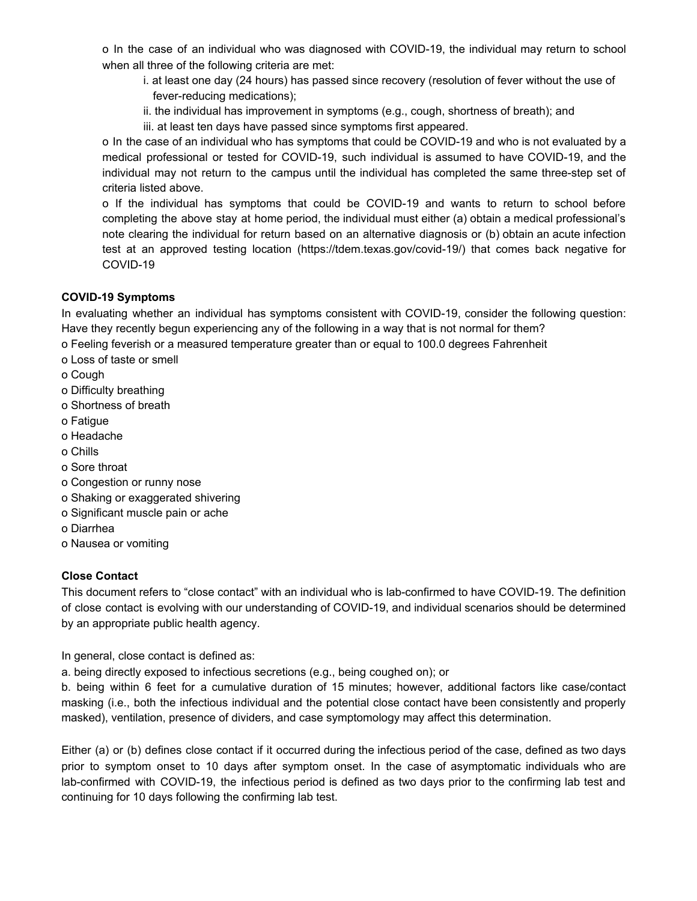- In the case of an individual who was diagnosed with COVID-19, the individual may return to school when all three of the following criteria are met:
    - i. at least one day (24 hours) has passed since recovery (resolution of fever without the use of fever-reducing medications);
    - ii. the individual has improvement in symptoms (e.g., cough, shortness of breath); and
    - iii. at least ten days have passed since symptoms first appeared.
- In the case of an individual who has symptoms that could be COVID-19 and who is not evaluated by a medical professional or tested for COVID-19, such individual is assumed to have COVID-19, and the individual may not return to the campus until the individual has completed the same three-step set of criteria listed above.
- If the individual has symptoms that could be COVID-19 and wants to return to school before completing the above stay at home period, the individual must either (a) obtain a medical professional's note clearing the individual for return based on an alternative diagnosis or (b) obtain an acute infection test at an approved testing location (https://tdem.texas.gov/covid-19/) that comes back negative for COVID-19

**COVID-19 Symptoms**

In evaluating whether an individual has symptoms consistent with COVID-19, consider the following question: Have they recently begun experiencing any of the following in a way that is not normal for them?

- Feeling feverish or a measured temperature greater than or equal to 100.0 degrees Fahrenheit
- Loss of taste or smell
- Cough
- Difficulty breathing
- Shortness of breath
- Fatigue
- Headache
- Chills
- Sore throat
- Congestion or runny nose
- Shaking or exaggerated shivering
- Significant muscle pain or ache
- Diarrhea
- Nausea or vomiting

**Close Contact**

This document refers to "close contact" with an individual who is lab-confirmed to have COVID-19. The definition of close contact is evolving with our understanding of COVID-19, and individual scenarios should be determined by an appropriate public health agency.

In general, close contact is defined as:

a. being directly exposed to infectious secretions (e.g., being coughed on); or

b. being within 6 feet for a cumulative duration of 15 minutes; however, additional factors like case/contact masking (i.e., both the infectious individual and the potential close contact have been consistently and properly masked), ventilation, presence of dividers, and case symptomology may affect this determination.

Either (a) or (b) defines close contact if it occurred during the infectious period of the case, defined as two days prior to symptom onset to 10 days after symptom onset. In the case of asymptomatic individuals who are lab-confirmed with COVID-19, the infectious period is defined as two days prior to the confirming lab test and continuing for 10 days following the confirming lab test.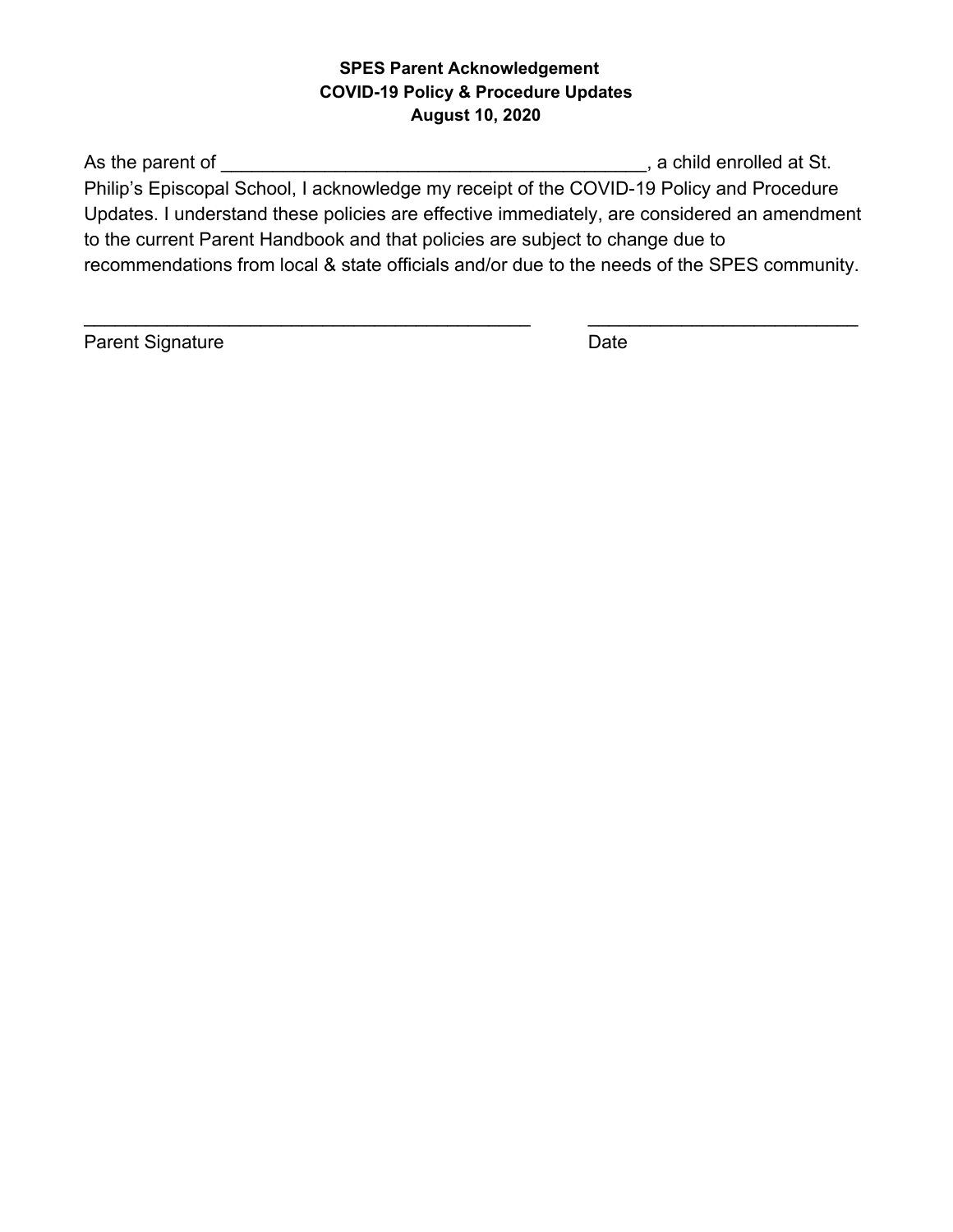**SPES Parent Acknowledgement**
**COVID-19 Policy & Procedure Updates**
**August 10, 2020**

As the parent of __________________________________________, a child enrolled at St. Philip's Episcopal School, I acknowledge my receipt of the COVID-19 Policy and Procedure Updates. I understand these policies are effective immediately, are considered an amendment to the current Parent Handbook and that policies are subject to change due to recommendations from local & state officials and/or due to the needs of the SPES community.

______________________________________________ ___________________________

Parent Signature Date